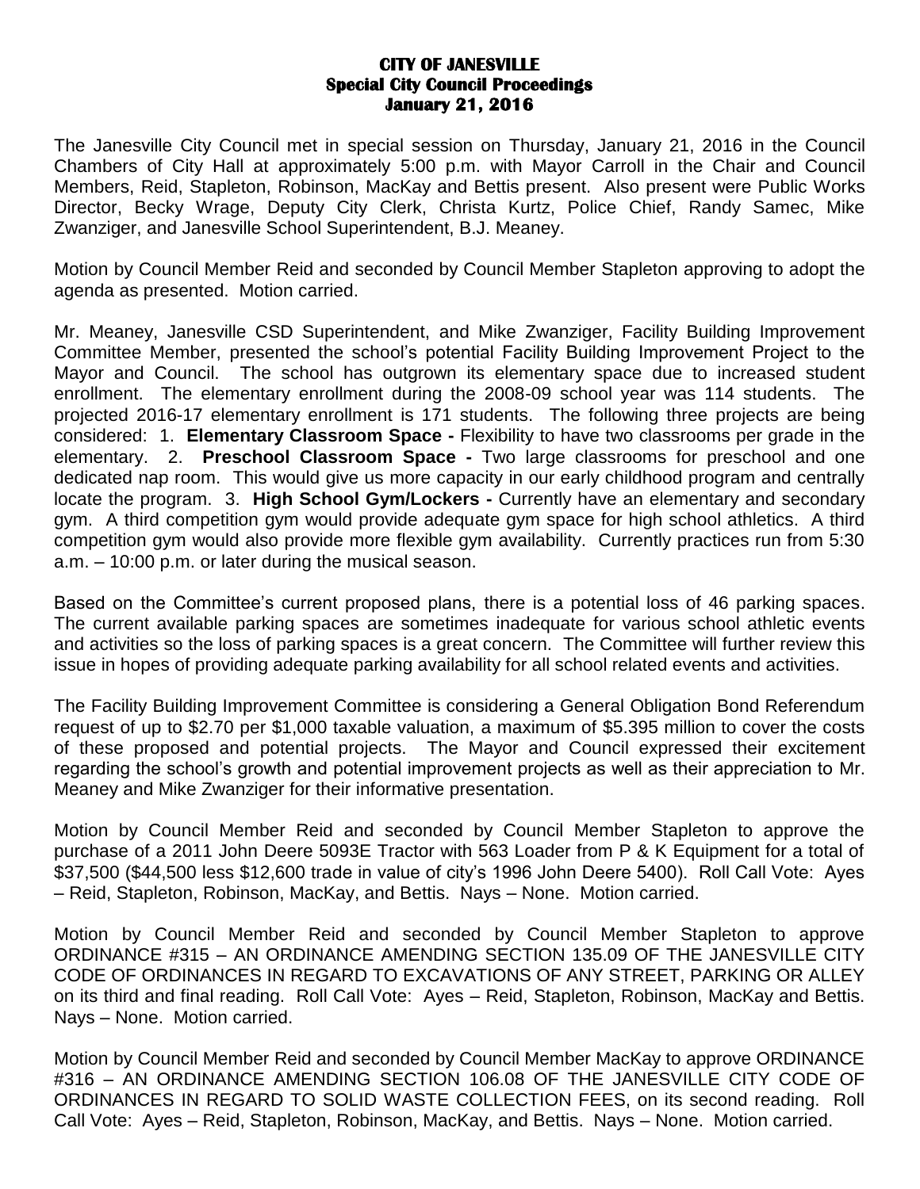# CITY OF JANESVILLE
## Special City Council Proceedings
## January 21, 2016

The Janesville City Council met in special session on Thursday, January 21, 2016 in the Council Chambers of City Hall at approximately 5:00 p.m. with Mayor Carroll in the Chair and Council Members, Reid, Stapleton, Robinson, MacKay and Bettis present. Also present were Public Works Director, Becky Wrage, Deputy City Clerk, Christa Kurtz, Police Chief, Randy Samec, Mike Zwanziger, and Janesville School Superintendent, B.J. Meaney.

Motion by Council Member Reid and seconded by Council Member Stapleton approving to adopt the agenda as presented. Motion carried.

Mr. Meaney, Janesville CSD Superintendent, and Mike Zwanziger, Facility Building Improvement Committee Member, presented the school's potential Facility Building Improvement Project to the Mayor and Council. The school has outgrown its elementary space due to increased student enrollment. The elementary enrollment during the 2008-09 school year was 114 students. The projected 2016-17 elementary enrollment is 171 students. The following three projects are being considered: 1. **Elementary Classroom Space -** Flexibility to have two classrooms per grade in the elementary. 2. **Preschool Classroom Space -** Two large classrooms for preschool and one dedicated nap room. This would give us more capacity in our early childhood program and centrally locate the program. 3. **High School Gym/Lockers -** Currently have an elementary and secondary gym. A third competition gym would provide adequate gym space for high school athletics. A third competition gym would also provide more flexible gym availability. Currently practices run from 5:30 a.m. – 10:00 p.m. or later during the musical season.

Based on the Committee's current proposed plans, there is a potential loss of 46 parking spaces. The current available parking spaces are sometimes inadequate for various school athletic events and activities so the loss of parking spaces is a great concern. The Committee will further review this issue in hopes of providing adequate parking availability for all school related events and activities.

The Facility Building Improvement Committee is considering a General Obligation Bond Referendum request of up to $2.70 per $1,000 taxable valuation, a maximum of $5.395 million to cover the costs of these proposed and potential projects. The Mayor and Council expressed their excitement regarding the school's growth and potential improvement projects as well as their appreciation to Mr. Meaney and Mike Zwanziger for their informative presentation.

Motion by Council Member Reid and seconded by Council Member Stapleton to approve the purchase of a 2011 John Deere 5093E Tractor with 563 Loader from P & K Equipment for a total of $37,500 ($44,500 less $12,600 trade in value of city's 1996 John Deere 5400). Roll Call Vote: Ayes – Reid, Stapleton, Robinson, MacKay, and Bettis. Nays – None. Motion carried.

Motion by Council Member Reid and seconded by Council Member Stapleton to approve ORDINANCE #315 – AN ORDINANCE AMENDING SECTION 135.09 OF THE JANESVILLE CITY CODE OF ORDINANCES IN REGARD TO EXCAVATIONS OF ANY STREET, PARKING OR ALLEY on its third and final reading. Roll Call Vote: Ayes – Reid, Stapleton, Robinson, MacKay and Bettis. Nays – None. Motion carried.

Motion by Council Member Reid and seconded by Council Member MacKay to approve ORDINANCE #316 – AN ORDINANCE AMENDING SECTION 106.08 OF THE JANESVILLE CITY CODE OF ORDINANCES IN REGARD TO SOLID WASTE COLLECTION FEES, on its second reading. Roll Call Vote: Ayes – Reid, Stapleton, Robinson, MacKay, and Bettis. Nays – None. Motion carried.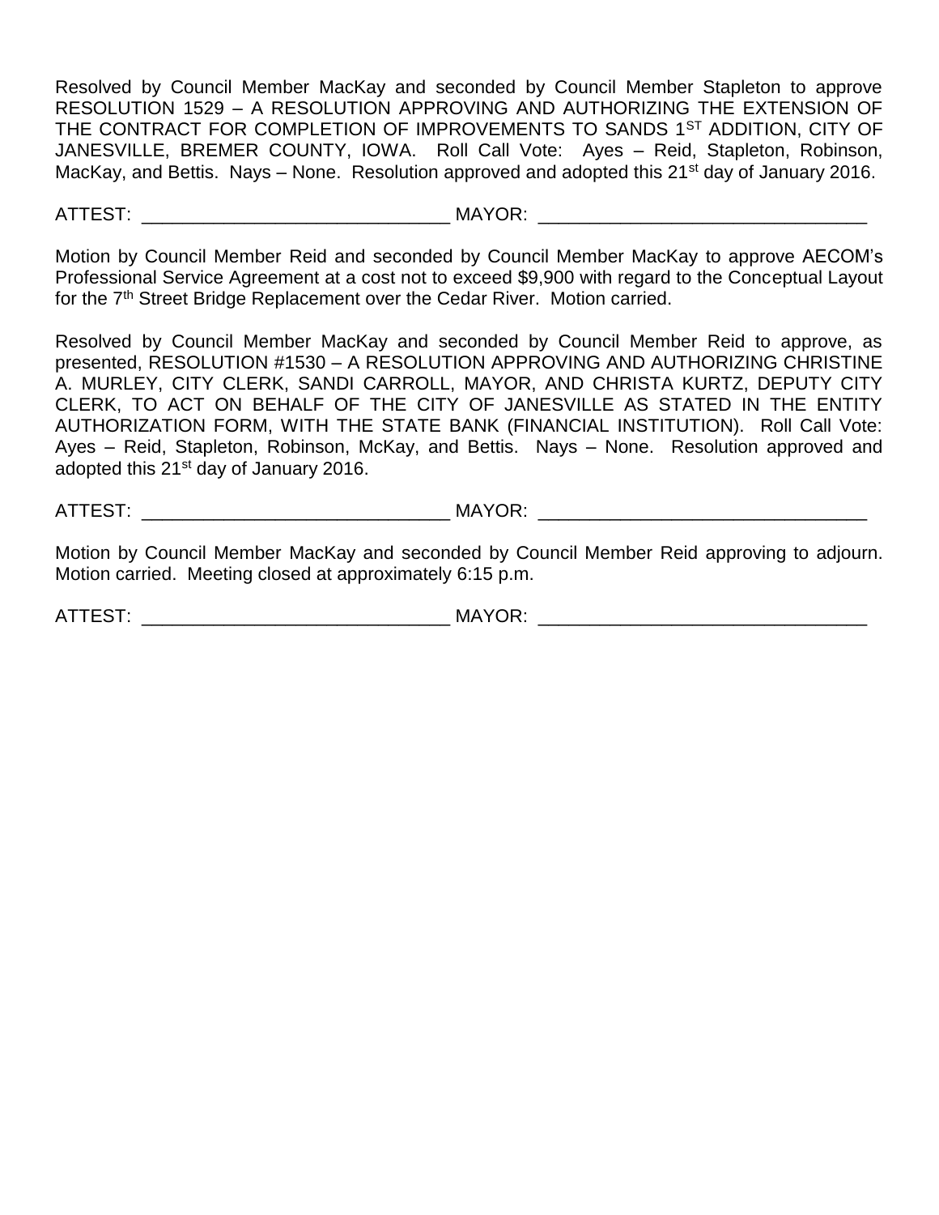Resolved by Council Member MacKay and seconded by Council Member Stapleton to approve RESOLUTION 1529 – A RESOLUTION APPROVING AND AUTHORIZING THE EXTENSION OF THE CONTRACT FOR COMPLETION OF IMPROVEMENTS TO SANDS 1ST ADDITION, CITY OF JANESVILLE, BREMER COUNTY, IOWA. Roll Call Vote: Ayes – Reid, Stapleton, Robinson, MacKay, and Bettis. Nays – None. Resolution approved and adopted this 21st day of January 2016.

ATTEST: _____________________________ MAYOR: _______________________________

Motion by Council Member Reid and seconded by Council Member MacKay to approve AECOM's Professional Service Agreement at a cost not to exceed $9,900 with regard to the Conceptual Layout for the 7th Street Bridge Replacement over the Cedar River. Motion carried.

Resolved by Council Member MacKay and seconded by Council Member Reid to approve, as presented, RESOLUTION #1530 – A RESOLUTION APPROVING AND AUTHORIZING CHRISTINE A. MURLEY, CITY CLERK, SANDI CARROLL, MAYOR, AND CHRISTA KURTZ, DEPUTY CITY CLERK, TO ACT ON BEHALF OF THE CITY OF JANESVILLE AS STATED IN THE ENTITY AUTHORIZATION FORM, WITH THE STATE BANK (FINANCIAL INSTITUTION). Roll Call Vote: Ayes – Reid, Stapleton, Robinson, McKay, and Bettis. Nays – None. Resolution approved and adopted this 21st day of January 2016.

ATTEST: _____________________________ MAYOR: _______________________________

Motion by Council Member MacKay and seconded by Council Member Reid approving to adjourn. Motion carried. Meeting closed at approximately 6:15 p.m.

ATTEST: _____________________________ MAYOR: _______________________________